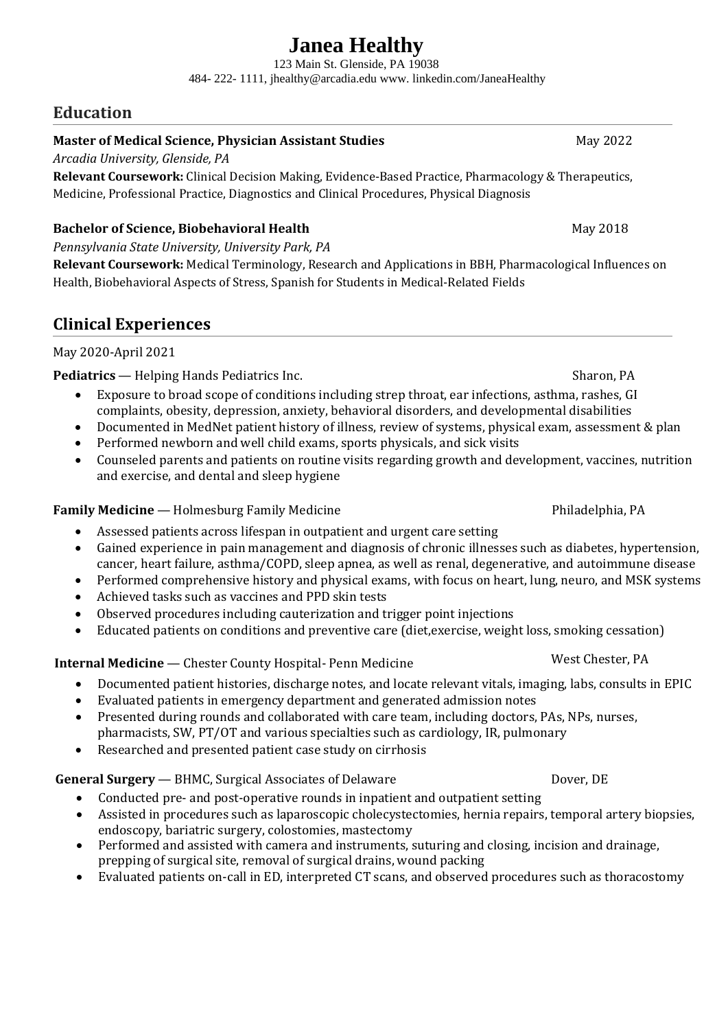# Janea Healthy

123 Main St. Glenside, PA 19038
484- 222- 1111, jhealthy@arcadia.edu www. linkedin.com/JaneaHealthy

## Education

**Master of Medical Science, Physician Assistant Studies** May 2022
*Arcadia University, Glenside, PA*
**Relevant Coursework:** Clinical Decision Making, Evidence-Based Practice, Pharmacology & Therapeutics, Medicine, Professional Practice, Diagnostics and Clinical Procedures, Physical Diagnosis

**Bachelor of Science, Biobehavioral Health** May 2018
*Pennsylvania State University, University Park, PA*
**Relevant Coursework:** Medical Terminology, Research and Applications in BBH, Pharmacological Influences on Health, Biobehavioral Aspects of Stress, Spanish for Students in Medical-Related Fields

## Clinical Experiences

May 2020-April 2021

**Pediatrics** — Helping Hands Pediatrics Inc. Sharon, PA

- Exposure to broad scope of conditions including strep throat, ear infections, asthma, rashes, GI complaints, obesity, depression, anxiety, behavioral disorders, and developmental disabilities
- Documented in MedNet patient history of illness, review of systems, physical exam, assessment & plan
- Performed newborn and well child exams, sports physicals, and sick visits
- Counseled parents and patients on routine visits regarding growth and development, vaccines, nutrition and exercise, and dental and sleep hygiene

**Family Medicine** — Holmesburg Family Medicine Philadelphia, PA

- Assessed patients across lifespan in outpatient and urgent care setting
- Gained experience in pain management and diagnosis of chronic illnesses such as diabetes, hypertension, cancer, heart failure, asthma/COPD, sleep apnea, as well as renal, degenerative, and autoimmune disease
- Performed comprehensive history and physical exams, with focus on heart, lung, neuro, and MSK systems
- Achieved tasks such as vaccines and PPD skin tests
- Observed procedures including cauterization and trigger point injections
- Educated patients on conditions and preventive care (diet,exercise, weight loss, smoking cessation)

**Internal Medicine** — Chester County Hospital- Penn Medicine West Chester, PA

- Documented patient histories, discharge notes, and locate relevant vitals, imaging, labs, consults in EPIC
- Evaluated patients in emergency department and generated admission notes
- Presented during rounds and collaborated with care team, including doctors, PAs, NPs, nurses, pharmacists, SW, PT/OT and various specialties such as cardiology, IR, pulmonary
- Researched and presented patient case study on cirrhosis

**General Surgery** — BHMC, Surgical Associates of Delaware Dover, DE

- Conducted pre- and post-operative rounds in inpatient and outpatient setting
- Assisted in procedures such as laparoscopic cholecystectomies, hernia repairs, temporal artery biopsies, endoscopy, bariatric surgery, colostomies, mastectomy
- Performed and assisted with camera and instruments, suturing and closing, incision and drainage, prepping of surgical site, removal of surgical drains, wound packing
- Evaluated patients on-call in ED, interpreted CT scans, and observed procedures such as thoracostomy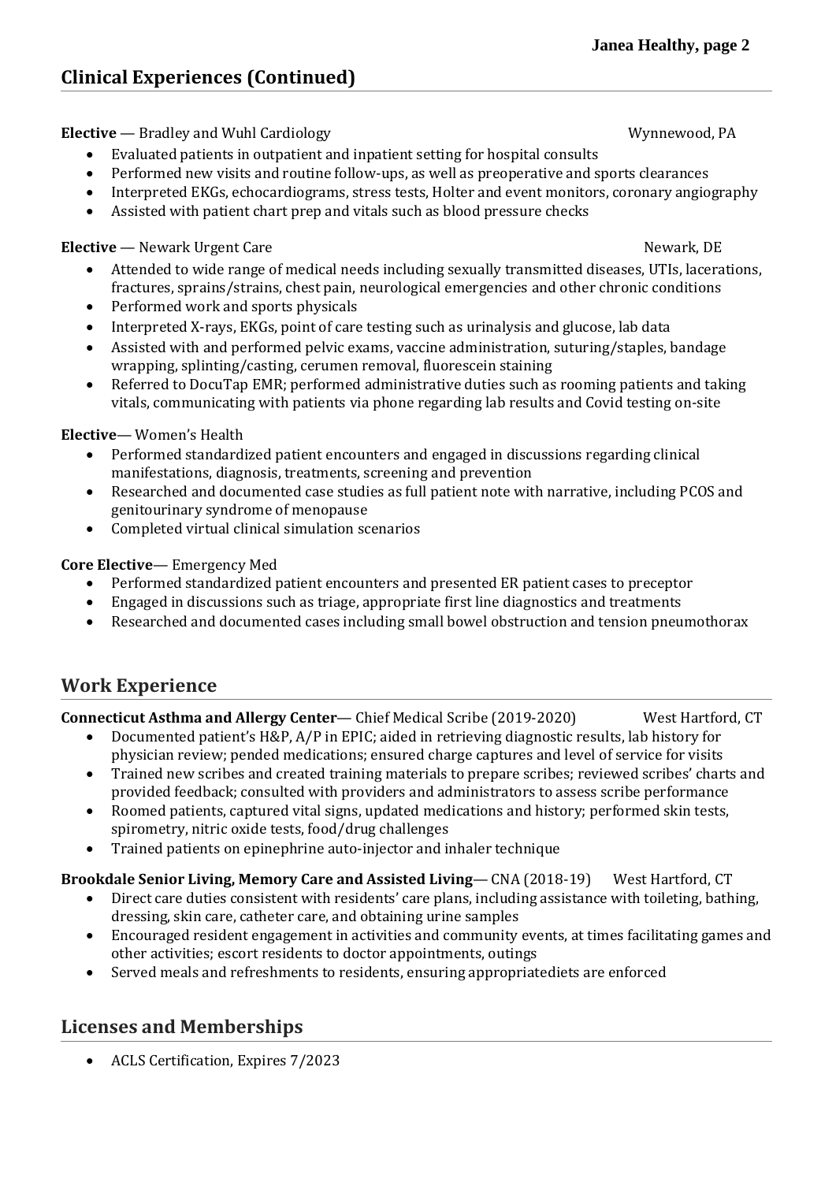## Clinical Experiences (Continued)

**Elective** — Bradley and Wuhl Cardiology Wynnewood, PA

- Evaluated patients in outpatient and inpatient setting for hospital consults
- Performed new visits and routine follow-ups, as well as preoperative and sports clearances
- Interpreted EKGs, echocardiograms, stress tests, Holter and event monitors, coronary angiography
- Assisted with patient chart prep and vitals such as blood pressure checks

**Elective** — Newark Urgent Care Newark, DE

- Attended to wide range of medical needs including sexually transmitted diseases, UTIs, lacerations, fractures, sprains/strains, chest pain, neurological emergencies and other chronic conditions
- Performed work and sports physicals
- Interpreted X-rays, EKGs, point of care testing such as urinalysis and glucose, lab data
- Assisted with and performed pelvic exams, vaccine administration, suturing/staples, bandage wrapping, splinting/casting, cerumen removal, fluorescein staining
- Referred to DocuTap EMR; performed administrative duties such as rooming patients and taking vitals, communicating with patients via phone regarding lab results and Covid testing on-site

**Elective**— Women's Health

- Performed standardized patient encounters and engaged in discussions regarding clinical manifestations, diagnosis, treatments, screening and prevention
- Researched and documented case studies as full patient note with narrative, including PCOS and genitourinary syndrome of menopause
- Completed virtual clinical simulation scenarios

**Core Elective**— Emergency Med

- Performed standardized patient encounters and presented ER patient cases to preceptor
- Engaged in discussions such as triage, appropriate first line diagnostics and treatments
- Researched and documented cases including small bowel obstruction and tension pneumothorax

## Work Experience

**Connecticut Asthma and Allergy Center**— Chief Medical Scribe (2019-2020) West Hartford, CT

- Documented patient's H&P, A/P in EPIC; aided in retrieving diagnostic results, lab history for physician review; pended medications; ensured charge captures and level of service for visits
- Trained new scribes and created training materials to prepare scribes; reviewed scribes' charts and provided feedback; consulted with providers and administrators to assess scribe performance
- Roomed patients, captured vital signs, updated medications and history; performed skin tests, spirometry, nitric oxide tests, food/drug challenges
- Trained patients on epinephrine auto-injector and inhaler technique

**Brookdale Senior Living, Memory Care and Assisted Living**— CNA (2018-19) West Hartford, CT

- Direct care duties consistent with residents' care plans, including assistance with toileting, bathing, dressing, skin care, catheter care, and obtaining urine samples
- Encouraged resident engagement in activities and community events, at times facilitating games and other activities; escort residents to doctor appointments, outings
- Served meals and refreshments to residents, ensuring appropriatediets are enforced

## Licenses and Memberships

- ACLS Certification, Expires 7/2023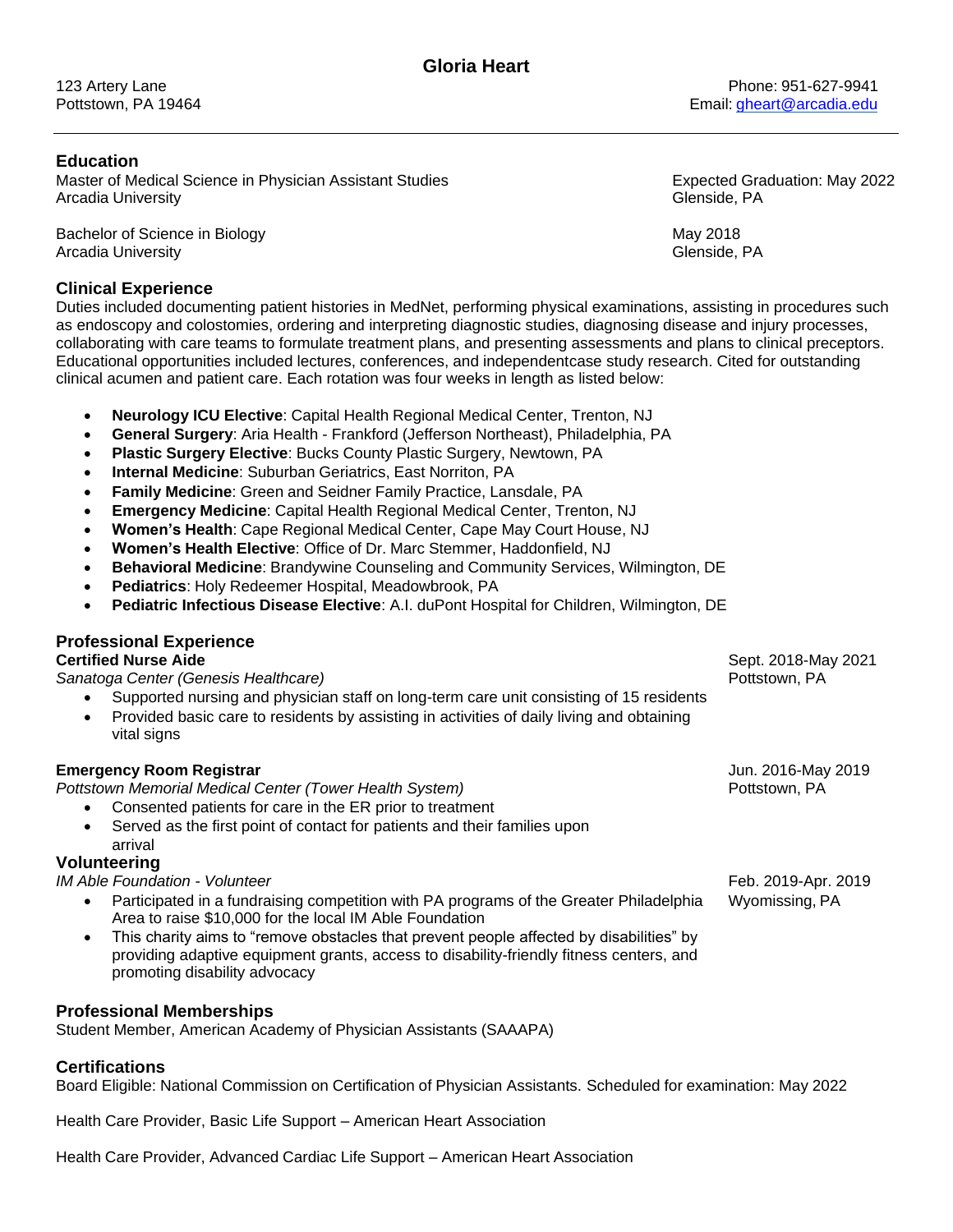# Gloria Heart

123 Artery Lane
Pottstown, PA 19464

Phone: 951-627-9941
Email: gheart@arcadia.edu

---

## Education

Master of Medical Science in Physician Assistant Studies — Expected Graduation: May 2022
Arcadia University — Glenside, PA

Bachelor of Science in Biology — May 2018
Arcadia University — Glenside, PA

## Clinical Experience

Duties included documenting patient histories in MedNet, performing physical examinations, assisting in procedures such as endoscopy and colostomies, ordering and interpreting diagnostic studies, diagnosing disease and injury processes, collaborating with care teams to formulate treatment plans, and presenting assessments and plans to clinical preceptors. Educational opportunities included lectures, conferences, and independentcase study research. Cited for outstanding clinical acumen and patient care. Each rotation was four weeks in length as listed below:

- **Neurology ICU Elective**: Capital Health Regional Medical Center, Trenton, NJ
- **General Surgery**: Aria Health - Frankford (Jefferson Northeast), Philadelphia, PA
- **Plastic Surgery Elective**: Bucks County Plastic Surgery, Newtown, PA
- **Internal Medicine**: Suburban Geriatrics, East Norriton, PA
- **Family Medicine**: Green and Seidner Family Practice, Lansdale, PA
- **Emergency Medicine**: Capital Health Regional Medical Center, Trenton, NJ
- **Women's Health**: Cape Regional Medical Center, Cape May Court House, NJ
- **Women's Health Elective**: Office of Dr. Marc Stemmer, Haddonfield, NJ
- **Behavioral Medicine**: Brandywine Counseling and Community Services, Wilmington, DE
- **Pediatrics**: Holy Redeemer Hospital, Meadowbrook, PA
- **Pediatric Infectious Disease Elective**: A.I. duPont Hospital for Children, Wilmington, DE

## Professional Experience

**Certified Nurse Aide** — Sept. 2018-May 2021
*Sanatoga Center (Genesis Healthcare)* — Pottstown, PA

- Supported nursing and physician staff on long-term care unit consisting of 15 residents
- Provided basic care to residents by assisting in activities of daily living and obtaining vital signs

**Emergency Room Registrar** — Jun. 2016-May 2019
*Pottstown Memorial Medical Center (Tower Health System)* — Pottstown, PA

- Consented patients for care in the ER prior to treatment
- Served as the first point of contact for patients and their families upon arrival

## Volunteering

*IM Able Foundation - Volunteer* — Feb. 2019-Apr. 2019
Wyomissing, PA

- Participated in a fundraising competition with PA programs of the Greater Philadelphia Area to raise $10,000 for the local IM Able Foundation
- This charity aims to "remove obstacles that prevent people affected by disabilities" by providing adaptive equipment grants, access to disability-friendly fitness centers, and promoting disability advocacy

## Professional Memberships

Student Member, American Academy of Physician Assistants (SAAAPA)

## Certifications

Board Eligible: National Commission on Certification of Physician Assistants. Scheduled for examination: May 2022

Health Care Provider, Basic Life Support – American Heart Association

Health Care Provider, Advanced Cardiac Life Support – American Heart Association